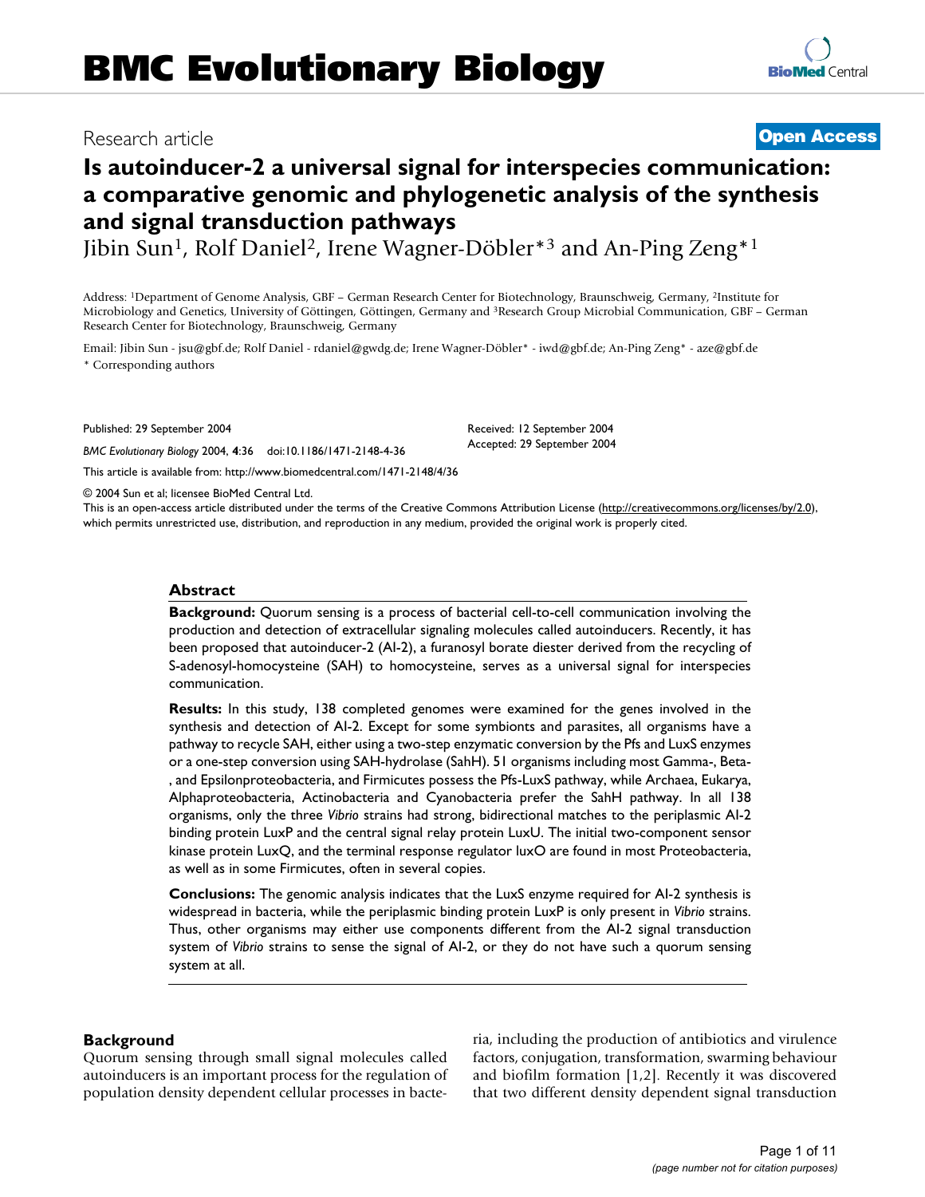Research article

**Open Access**

# Is autoinducer-2 a universal signal for interspecies communication: a comparative genomic and phylogenetic analysis of the synthesis and signal transduction pathways

Jibin Sun[1], Rolf Daniel[2], Irene Wagner-Döbler*[3] and An-Ping Zeng*[1]

Address: [1]Department of Genome Analysis, GBF – German Research Center for Biotechnology, Braunschweig, Germany, [2]Institute for Microbiology and Genetics, University of Göttingen, Göttingen, Germany and [3]Research Group Microbial Communication, GBF – German Research Center for Biotechnology, Braunschweig, Germany

Email: Jibin Sun - jsu@gbf.de; Rolf Daniel - rdaniel@gwdg.de; Irene Wagner-Döbler* - iwd@gbf.de; An-Ping Zeng* - aze@gbf.de

\* Corresponding authors

Published: 29 September 2004

*BMC Evolutionary Biology* 2004, **4**:36 doi:10.1186/1471-2148-4-36

Received: 12 September 2004

Accepted: 29 September 2004

This article is available from: http://www.biomedcentral.com/1471-2148/4/36

© 2004 Sun et al; licensee BioMed Central Ltd.

This is an open-access article distributed under the terms of the Creative Commons Attribution License (http://creativecommons.org/licenses/by/2.0), which permits unrestricted use, distribution, and reproduction in any medium, provided the original work is properly cited.

## Abstract

**Background:** Quorum sensing is a process of bacterial cell-to-cell communication involving the production and detection of extracellular signaling molecules called autoinducers. Recently, it has been proposed that autoinducer-2 (AI-2), a furanosyl borate diester derived from the recycling of S-adenosyl-homocysteine (SAH) to homocysteine, serves as a universal signal for interspecies communication.

**Results:** In this study, 138 completed genomes were examined for the genes involved in the synthesis and detection of AI-2. Except for some symbionts and parasites, all organisms have a pathway to recycle SAH, either using a two-step enzymatic conversion by the Pfs and LuxS enzymes or a one-step conversion using SAH-hydrolase (SahH). 51 organisms including most Gamma-, Beta-, and Epsilonproteobacteria, and Firmicutes possess the Pfs-LuxS pathway, while Archaea, Eukarya, Alphaproteobacteria, Actinobacteria and Cyanobacteria prefer the SahH pathway. In all 138 organisms, only the three *Vibrio* strains had strong, bidirectional matches to the periplasmic AI-2 binding protein LuxP and the central signal relay protein LuxU. The initial two-component sensor kinase protein LuxQ, and the terminal response regulator luxO are found in most Proteobacteria, as well as in some Firmicutes, often in several copies.

**Conclusions:** The genomic analysis indicates that the LuxS enzyme required for AI-2 synthesis is widespread in bacteria, while the periplasmic binding protein LuxP is only present in *Vibrio* strains. Thus, other organisms may either use components different from the AI-2 signal transduction system of *Vibrio* strains to sense the signal of AI-2, or they do not have such a quorum sensing system at all.

## Background

Quorum sensing through small signal molecules called autoinducers is an important process for the regulation of population density dependent cellular processes in bacteria, including the production of antibiotics and virulence factors, conjugation, transformation, swarming behaviour and biofilm formation [1,2]. Recently it was discovered that two different density dependent signal transduction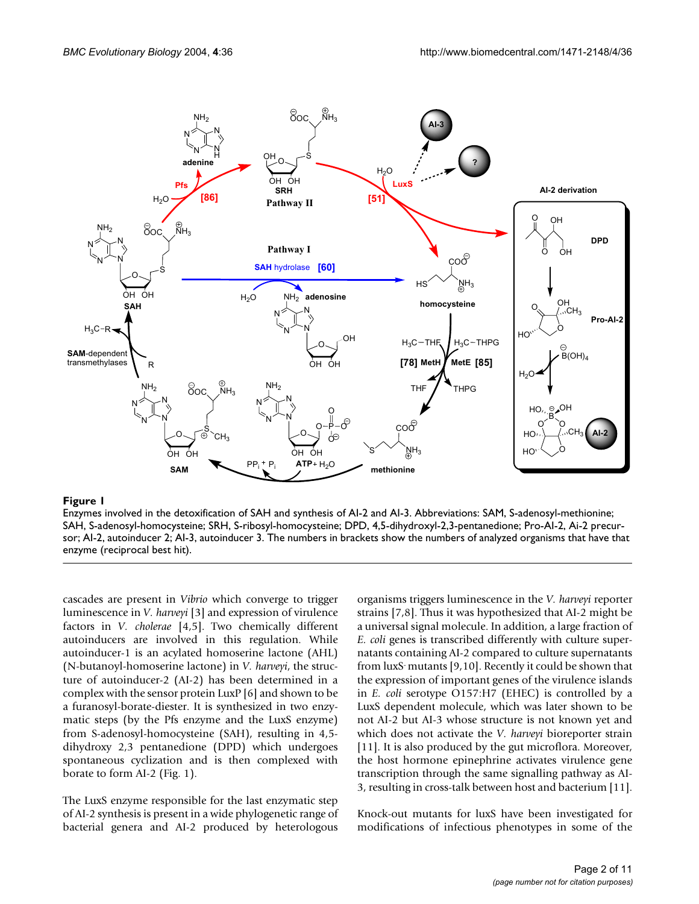**Figure 1**

Enzymes involved in the detoxification of SAH and synthesis of AI-2 and AI-3. Abbreviations: SAM, S-adenosyl-methionine; SAH, S-adenosyl-homocysteine; SRH, S-ribosyl-homocysteine; DPD, 4,5-dihydroxyl-2,3-pentanedione; Pro-AI-2, Ai-2 precursor; AI-2, autoinducer 2; AI-3, autoinducer 3. The numbers in brackets show the numbers of analyzed organisms that have that enzyme (reciprocal best hit).

cascades are present in *Vibrio* which converge to trigger luminescence in *V. harveyi* [3] and expression of virulence factors in *V. cholerae* [4,5]. Two chemically different autoinducers are involved in this regulation. While autoinducer-1 is an acylated homoserine lactone (AHL) (N-butanoyl-homoserine lactone) in *V. harveyi*, the structure of autoinducer-2 (AI-2) has been determined in a complex with the sensor protein LuxP [6] and shown to be a furanosyl-borate-diester. It is synthesized in two enzymatic steps (by the Pfs enzyme and the LuxS enzyme) from S-adenosyl-homocysteine (SAH), resulting in 4,5-dihydroxy 2,3 pentanedione (DPD) which undergoes spontaneous cyclization and is then complexed with borate to form AI-2 (Fig. 1).

The LuxS enzyme responsible for the last enzymatic step of AI-2 synthesis is present in a wide phylogenetic range of bacterial genera and AI-2 produced by heterologous organisms triggers luminescence in the *V. harveyi* reporter strains [7,8]. Thus it was hypothesized that AI-2 might be a universal signal molecule. In addition, a large fraction of *E. coli* genes is transcribed differently with culture supernatants containing AI-2 compared to culture supernatants from luxS- mutants [9,10]. Recently it could be shown that the expression of important genes of the virulence islands in *E. coli* serotype O157:H7 (EHEC) is controlled by a LuxS dependent molecule, which was later shown to be not AI-2 but AI-3 whose structure is not known yet and which does not activate the *V. harveyi* bioreporter strain [11]. It is also produced by the gut microflora. Moreover, the host hormone epinephrine activates virulence gene transcription through the same signalling pathway as AI-3, resulting in cross-talk between host and bacterium [11].

Knock-out mutants for luxS have been investigated for modifications of infectious phenotypes in some of the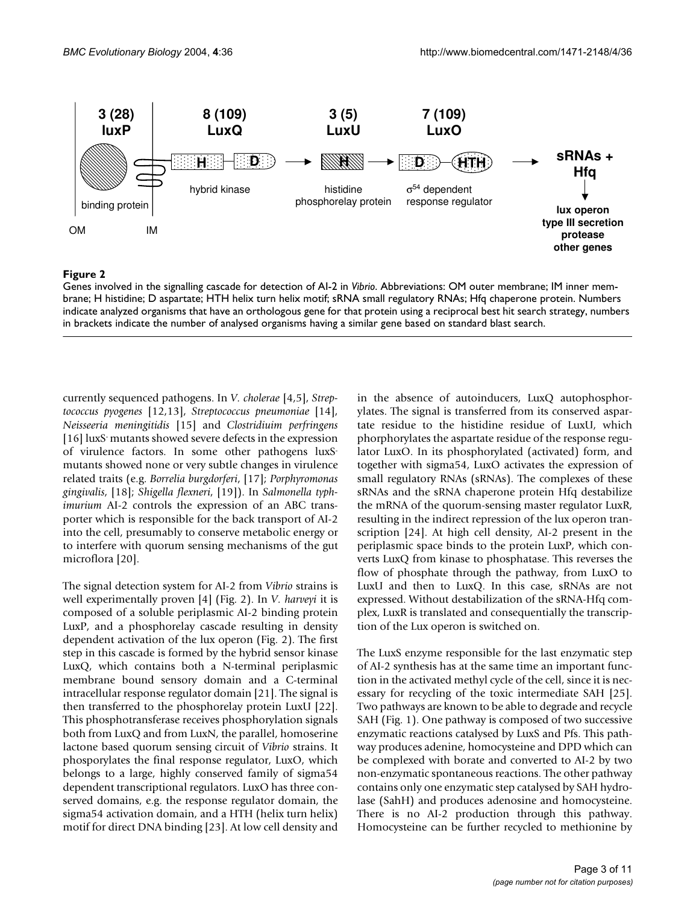**Figure 2**

Genes involved in the signalling cascade for detection of AI-2 in *Vibrio*. Abbreviations: OM outer membrane; IM inner membrane; H histidine; D aspartate; HTH helix turn helix motif; sRNA small regulatory RNAs; Hfq chaperone protein. Numbers indicate analyzed organisms that have an orthologous gene for that protein using a reciprocal best hit search strategy, numbers in brackets indicate the number of analysed organisms having a similar gene based on standard blast search.

currently sequenced pathogens. In *V. cholerae* [4,5], *Streptococcus pyogenes* [12,13], *Streptococcus pneumoniae* [14], *Neisseeria meningitidis* [15] and *Clostridiuim perfringens* [16] luxS- mutants showed severe defects in the expression of virulence factors. In some other pathogens luxS- mutants showed none or very subtle changes in virulence related traits (e.g. *Borrelia burgdorferi*, [17]; *Porphyromonas gingivalis*, [18]; *Shigella flexneri*, [19]). In *Salmonella typhimurium* AI-2 controls the expression of an ABC transporter which is responsible for the back transport of AI-2 into the cell, presumably to conserve metabolic energy or to interfere with quorum sensing mechanisms of the gut microflora [20].

The signal detection system for AI-2 from *Vibrio* strains is well experimentally proven [4] (Fig. 2). In *V. harveyi* it is composed of a soluble periplasmic AI-2 binding protein LuxP, and a phosphorelay cascade resulting in density dependent activation of the lux operon (Fig. 2). The first step in this cascade is formed by the hybrid sensor kinase LuxQ, which contains both a N-terminal periplasmic membrane bound sensory domain and a C-terminal intracellular response regulator domain [21]. The signal is then transferred to the phosphorelay protein LuxU [22]. This phosphotransferase receives phosphorylation signals both from LuxQ and from LuxN, the parallel, homoserine lactone based quorum sensing circuit of *Vibrio* strains. It phosporylates the final response regulator, LuxO, which belongs to a large, highly conserved family of sigma54 dependent transcriptional regulators. LuxO has three conserved domains, e.g. the response regulator domain, the sigma54 activation domain, and a HTH (helix turn helix) motif for direct DNA binding [23]. At low cell density and in the absence of autoinducers, LuxQ autophosphorylates. The signal is transferred from its conserved aspartate residue to the histidine residue of LuxU, which phorphorylates the aspartate residue of the response regulator LuxO. In its phosphorylated (activated) form, and together with sigma54, LuxO activates the expression of small regulatory RNAs (sRNAs). The complexes of these sRNAs and the sRNA chaperone protein Hfq destabilize the mRNA of the quorum-sensing master regulator LuxR, resulting in the indirect repression of the lux operon transcription [24]. At high cell density, AI-2 present in the periplasmic space binds to the protein LuxP, which converts LuxQ from kinase to phosphatase. This reverses the flow of phosphate through the pathway, from LuxO to LuxU and then to LuxQ. In this case, sRNAs are not expressed. Without destabilization of the sRNA-Hfq complex, LuxR is translated and consequentially the transcription of the Lux operon is switched on.

The LuxS enzyme responsible for the last enzymatic step of AI-2 synthesis has at the same time an important function in the activated methyl cycle of the cell, since it is necessary for recycling of the toxic intermediate SAH [25]. Two pathways are known to be able to degrade and recycle SAH (Fig. 1). One pathway is composed of two successive enzymatic reactions catalysed by LuxS and Pfs. This pathway produces adenine, homocysteine and DPD which can be complexed with borate and converted to AI-2 by two non-enzymatic spontaneous reactions. The other pathway contains only one enzymatic step catalysed by SAH hydrolase (SahH) and produces adenosine and homocysteine. There is no AI-2 production through this pathway. Homocysteine can be further recycled to methionine by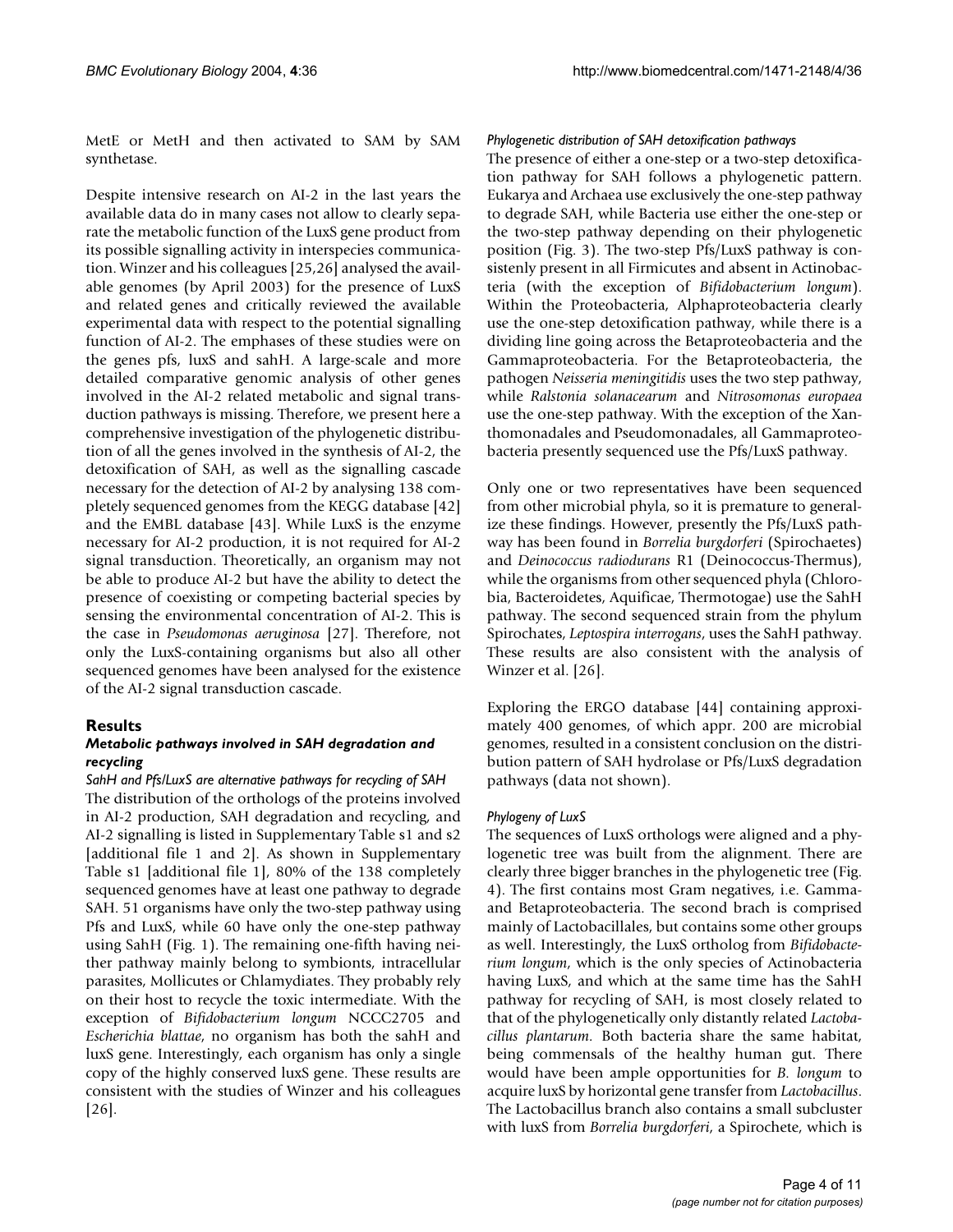MetE or MetH and then activated to SAM by SAM synthetase.

Despite intensive research on AI-2 in the last years the available data do in many cases not allow to clearly separate the metabolic function of the LuxS gene product from its possible signalling activity in interspecies communication. Winzer and his colleagues [25,26] analysed the available genomes (by April 2003) for the presence of LuxS and related genes and critically reviewed the available experimental data with respect to the potential signalling function of AI-2. The emphases of these studies were on the genes pfs, luxS and sahH. A large-scale and more detailed comparative genomic analysis of other genes involved in the AI-2 related metabolic and signal transduction pathways is missing. Therefore, we present here a comprehensive investigation of the phylogenetic distribution of all the genes involved in the synthesis of AI-2, the detoxification of SAH, as well as the signalling cascade necessary for the detection of AI-2 by analysing 138 completely sequenced genomes from the KEGG database [42] and the EMBL database [43]. While LuxS is the enzyme necessary for AI-2 production, it is not required for AI-2 signal transduction. Theoretically, an organism may not be able to produce AI-2 but have the ability to detect the presence of coexisting or competing bacterial species by sensing the environmental concentration of AI-2. This is the case in *Pseudomonas aeruginosa* [27]. Therefore, not only the LuxS-containing organisms but also all other sequenced genomes have been analysed for the existence of the AI-2 signal transduction cascade.

## Results

### *Metabolic pathways involved in SAH degradation and recycling*

#### *SahH and Pfs/LuxS are alternative pathways for recycling of SAH*

The distribution of the orthologs of the proteins involved in AI-2 production, SAH degradation and recycling, and AI-2 signalling is listed in Supplementary Table s1 and s2 [additional file 1 and 2]. As shown in Supplementary Table s1 [additional file 1], 80% of the 138 completely sequenced genomes have at least one pathway to degrade SAH. 51 organisms have only the two-step pathway using Pfs and LuxS, while 60 have only the one-step pathway using SahH (Fig. 1). The remaining one-fifth having neither pathway mainly belong to symbionts, intracellular parasites, Mollicutes or Chlamydiates. They probably rely on their host to recycle the toxic intermediate. With the exception of *Bifidobacterium longum* NCCC2705 and *Escherichia blattae*, no organism has both the sahH and luxS gene. Interestingly, each organism has only a single copy of the highly conserved luxS gene. These results are consistent with the studies of Winzer and his colleagues [26].

#### *Phylogenetic distribution of SAH detoxification pathways*

The presence of either a one-step or a two-step detoxification pathway for SAH follows a phylogenetic pattern. Eukarya and Archaea use exclusively the one-step pathway to degrade SAH, while Bacteria use either the one-step or the two-step pathway depending on their phylogenetic position (Fig. 3). The two-step Pfs/LuxS pathway is consistently present in all Firmicutes and absent in Actinobacteria (with the exception of *Bifidobacterium longum*). Within the Proteobacteria, Alphaproteobacteria clearly use the one-step detoxification pathway, while there is a dividing line going across the Betaproteobacteria and the Gammaproteobacteria. For the Betaproteobacteria, the pathogen *Neisseria meningitidis* uses the two step pathway, while *Ralstonia solanacearum* and *Nitrosomonas europaea* use the one-step pathway. With the exception of the Xanthomonadales and Pseudomonadales, all Gammaproteobacteria presently sequenced use the Pfs/LuxS pathway.

Only one or two representatives have been sequenced from other microbial phyla, so it is premature to generalize these findings. However, presently the Pfs/LuxS pathway has been found in *Borrelia burgdorferi* (Spirochaetes) and *Deinococcus radiodurans* R1 (Deinococcus-Thermus), while the organisms from other sequenced phyla (Chlorobia, Bacteroidetes, Aquificae, Thermotogae) use the SahH pathway. The second sequenced strain from the phylum Spirochates, *Leptospira interrogans*, uses the SahH pathway. These results are also consistent with the analysis of Winzer et al. [26].

Exploring the ERGO database [44] containing approximately 400 genomes, of which appr. 200 are microbial genomes, resulted in a consistent conclusion on the distribution pattern of SAH hydrolase or Pfs/LuxS degradation pathways (data not shown).

#### *Phylogeny of LuxS*

The sequences of LuxS orthologs were aligned and a phylogenetic tree was built from the alignment. There are clearly three bigger branches in the phylogenetic tree (Fig. 4). The first contains most Gram negatives, i.e. Gamma- and Betaproteobacteria. The second brach is comprised mainly of Lactobacillales, but contains some other groups as well. Interestingly, the LuxS ortholog from *Bifidobacterium longum*, which is the only species of Actinobacteria having LuxS, and which at the same time has the SahH pathway for recycling of SAH, is most closely related to that of the phylogenetically only distantly related *Lactobacillus plantarum*. Both bacteria share the same habitat, being commensals of the healthy human gut. There would have been ample opportunities for *B. longum* to acquire luxS by horizontal gene transfer from *Lactobacillus*. The Lactobacillus branch also contains a small subcluster with luxS from *Borrelia burgdorferi*, a Spirochete, which is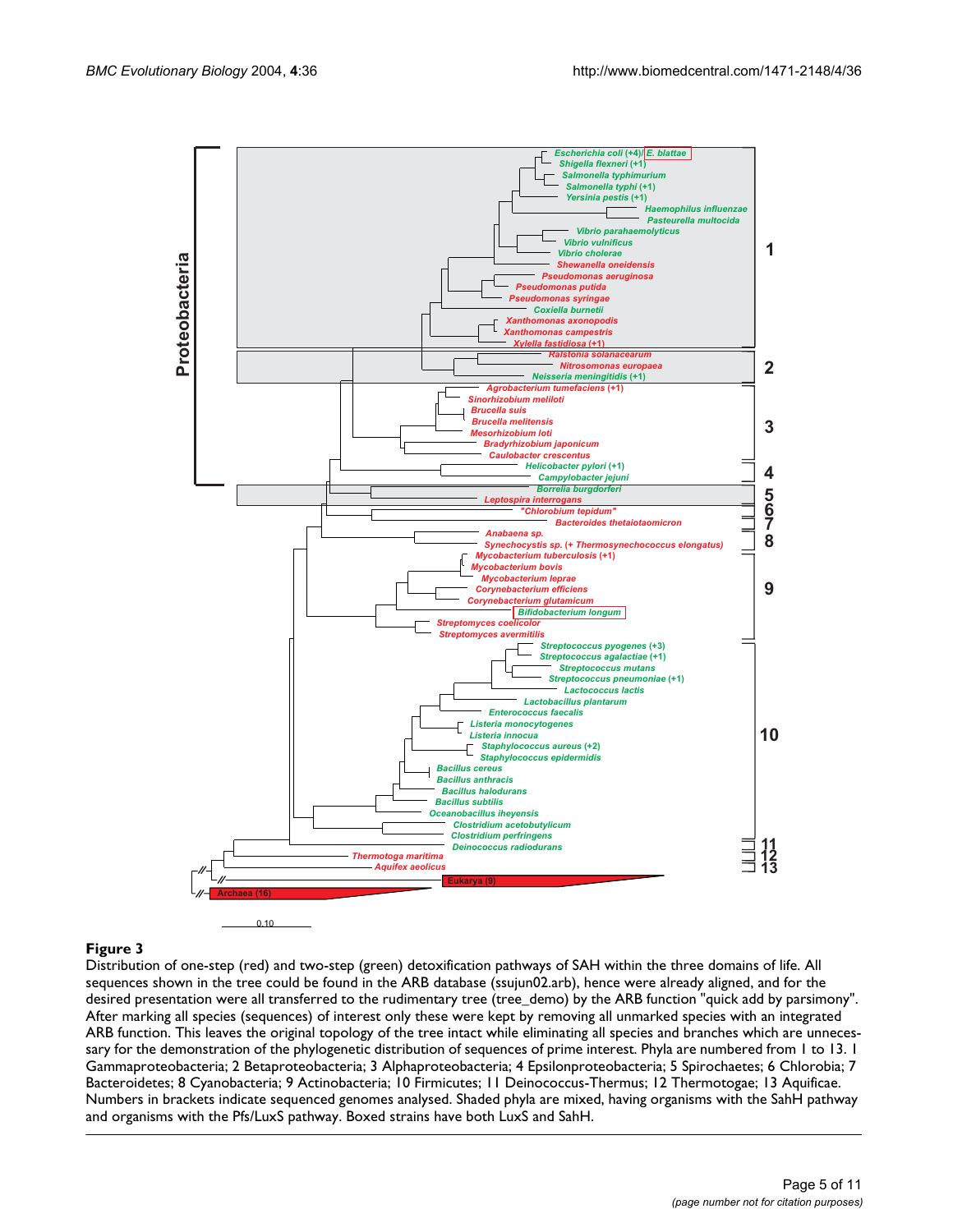**Figure 3**

Distribution of one-step (red) and two-step (green) detoxification pathways of SAH within the three domains of life. All sequences shown in the tree could be found in the ARB database (ssujun02.arb), hence were already aligned, and for the desired presentation were all transferred to the rudimentary tree (tree_demo) by the ARB function "quick add by parsimony". After marking all species (sequences) of interest only these were kept by removing all unmarked species with an integrated ARB function. This leaves the original topology of the tree intact while eliminating all species and branches which are unnecessary for the demonstration of the phylogenetic distribution of sequences of prime interest. Phyla are numbered from 1 to 13. 1 Gammaproteobacteria; 2 Betaproteobacteria; 3 Alphaproteobacteria; 4 Epsilonproteobacteria; 5 Spirochaetes; 6 Chlorobia; 7 Bacteroidetes; 8 Cyanobacteria; 9 Actinobacteria; 10 Firmicutes; 11 Deinococcus-Thermus; 12 Thermotogae; 13 Aquificae. Numbers in brackets indicate sequenced genomes analysed. Shaded phyla are mixed, having organisms with the SahH pathway and organisms with the Pfs/LuxS pathway. Boxed strains have both LuxS and SahH.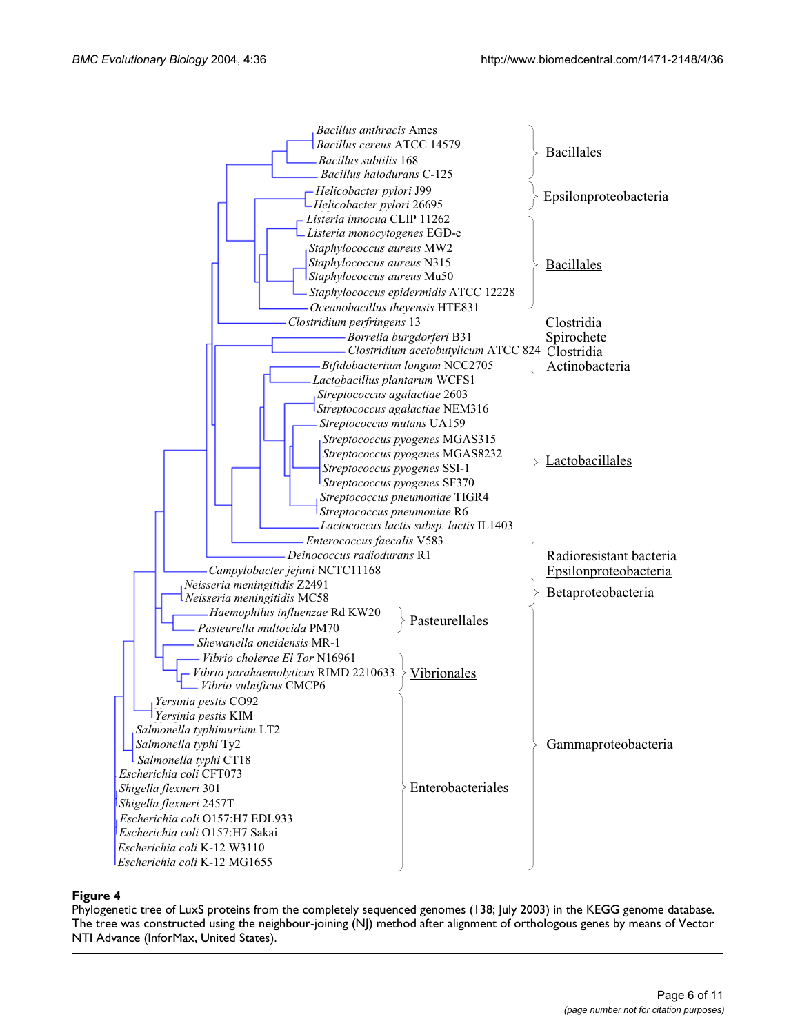**Figure 4**

Phylogenetic tree of LuxS proteins from the completely sequenced genomes (138; July 2003) in the KEGG genome database. The tree was constructed using the neighbour-joining (NJ) method after alignment of orthologous genes by means of Vector NTI Advance (InforMax, United States).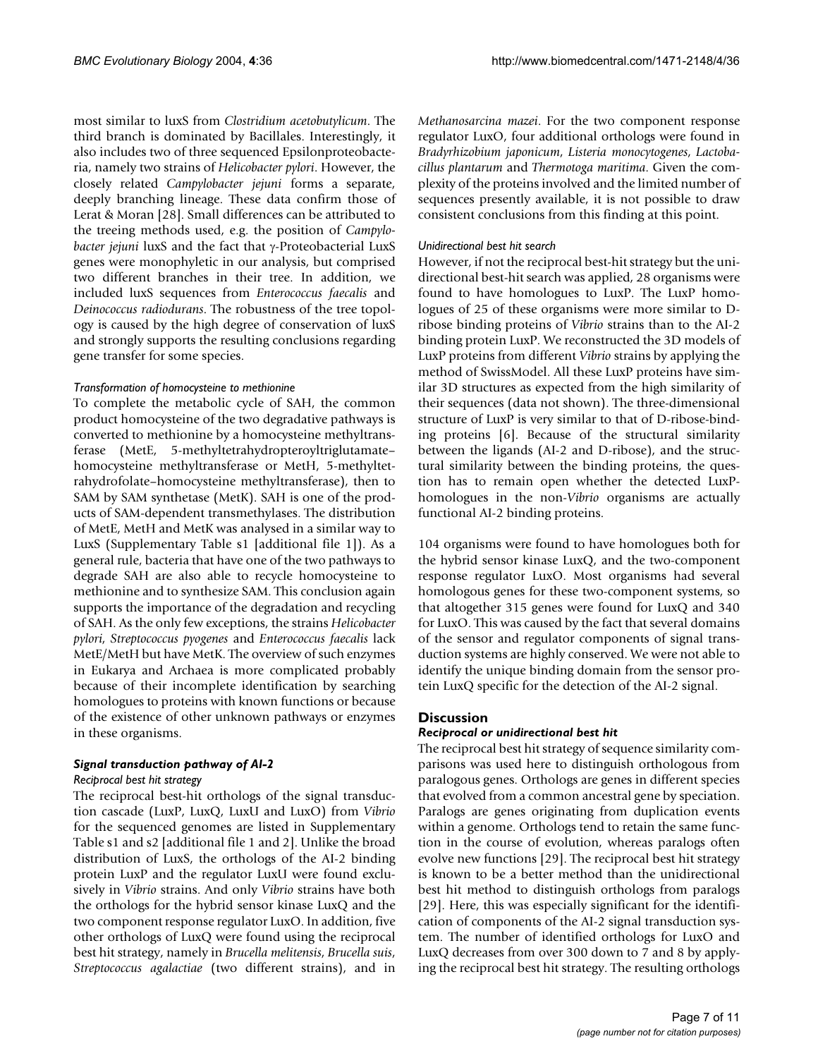most similar to luxS from *Clostridium acetobutylicum*. The third branch is dominated by Bacillales. Interestingly, it also includes two of three sequenced Epsilonproteobacteria, namely two strains of *Helicobacter pylori*. However, the closely related *Campylobacter jejuni* forms a separate, deeply branching lineage. These data confirm those of Lerat & Moran [28]. Small differences can be attributed to the treeing methods used, e.g. the position of *Campylobacter jejuni* luxS and the fact that γ-Proteobacterial LuxS genes were monophyletic in our analysis, but comprised two different branches in their tree. In addition, we included luxS sequences from *Enterococcus faecalis* and *Deinococcus radiodurans*. The robustness of the tree topology is caused by the high degree of conservation of luxS and strongly supports the resulting conclusions regarding gene transfer for some species.

#### *Transformation of homocysteine to methionine*

To complete the metabolic cycle of SAH, the common product homocysteine of the two degradative pathways is converted to methionine by a homocysteine methyltransferase (MetE, 5-methyltetrahydropteroyltriglutamate–homocysteine methyltransferase or MetH, 5-methyltetrahydrofolate–homocysteine methyltransferase), then to SAM by SAM synthetase (MetK). SAH is one of the products of SAM-dependent transmethylases. The distribution of MetE, MetH and MetK was analysed in a similar way to LuxS (Supplementary Table s1 [additional file 1]). As a general rule, bacteria that have one of the two pathways to degrade SAH are also able to recycle homocysteine to methionine and to synthesize SAM. This conclusion again supports the importance of the degradation and recycling of SAH. As the only few exceptions, the strains *Helicobacter pylori*, *Streptococcus pyogenes* and *Enterococcus faecalis* lack MetE/MetH but have MetK. The overview of such enzymes in Eukarya and Archaea is more complicated probably because of their incomplete identification by searching homologues to proteins with known functions or because of the existence of other unknown pathways or enzymes in these organisms.

### *Signal transduction pathway of AI-2*

#### *Reciprocal best hit strategy*

The reciprocal best-hit orthologs of the signal transduction cascade (LuxP, LuxQ, LuxU and LuxO) from *Vibrio* for the sequenced genomes are listed in Supplementary Table s1 and s2 [additional file 1 and 2]. Unlike the broad distribution of LuxS, the orthologs of the AI-2 binding protein LuxP and the regulator LuxU were found exclusively in *Vibrio* strains. And only *Vibrio* strains have both the orthologs for the hybrid sensor kinase LuxQ and the two component response regulator LuxO. In addition, five other orthologs of LuxQ were found using the reciprocal best hit strategy, namely in *Brucella melitensis*, *Brucella suis*, *Streptococcus agalactiae* (two different strains), and in *Methanosarcina mazei*. For the two component response regulator LuxO, four additional orthologs were found in *Bradyrhizobium japonicum*, *Listeria monocytogenes*, *Lactobacillus plantarum* and *Thermotoga maritima*. Given the complexity of the proteins involved and the limited number of sequences presently available, it is not possible to draw consistent conclusions from this finding at this point.

#### *Unidirectional best hit search*

However, if not the reciprocal best-hit strategy but the unidirectional best-hit search was applied, 28 organisms were found to have homologues to LuxP. The LuxP homologues of 25 of these organisms were more similar to D-ribose binding proteins of *Vibrio* strains than to the AI-2 binding protein LuxP. We reconstructed the 3D models of LuxP proteins from different *Vibrio* strains by applying the method of SwissModel. All these LuxP proteins have similar 3D structures as expected from the high similarity of their sequences (data not shown). The three-dimensional structure of LuxP is very similar to that of D-ribose-binding proteins [6]. Because of the structural similarity between the ligands (AI-2 and D-ribose), and the structural similarity between the binding proteins, the question has to remain open whether the detected LuxP-homologues in the non-*Vibrio* organisms are actually functional AI-2 binding proteins.

104 organisms were found to have homologues both for the hybrid sensor kinase LuxQ, and the two-component response regulator LuxO. Most organisms had several homologous genes for these two-component systems, so that altogether 315 genes were found for LuxQ and 340 for LuxO. This was caused by the fact that several domains of the sensor and regulator components of signal transduction systems are highly conserved. We were not able to identify the unique binding domain from the sensor protein LuxQ specific for the detection of the AI-2 signal.

## Discussion

### *Reciprocal or unidirectional best hit*

The reciprocal best hit strategy of sequence similarity comparisons was used here to distinguish orthologous from paralogous genes. Orthologs are genes in different species that evolved from a common ancestral gene by speciation. Paralogs are genes originating from duplication events within a genome. Orthologs tend to retain the same function in the course of evolution, whereas paralogs often evolve new functions [29]. The reciprocal best hit strategy is known to be a better method than the unidirectional best hit method to distinguish orthologs from paralogs [29]. Here, this was especially significant for the identification of components of the AI-2 signal transduction system. The number of identified orthologs for LuxO and LuxQ decreases from over 300 down to 7 and 8 by applying the reciprocal best hit strategy. The resulting orthologs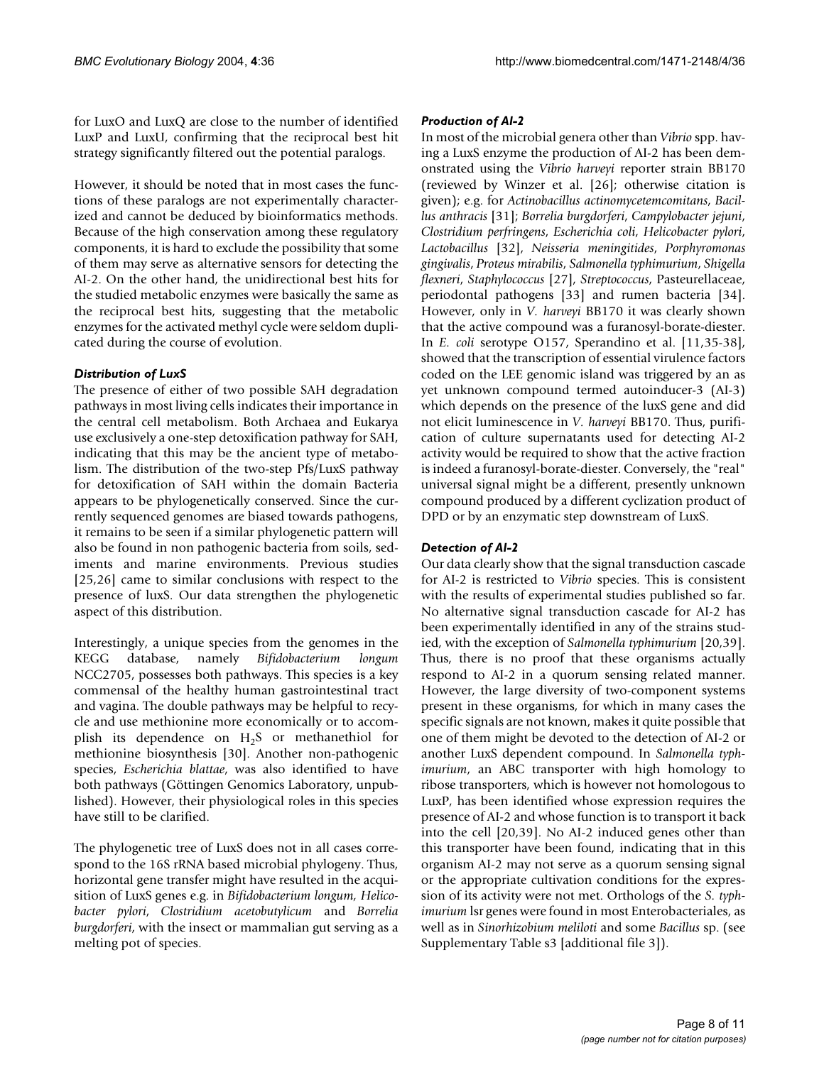for LuxO and LuxQ are close to the number of identified LuxP and LuxU, confirming that the reciprocal best hit strategy significantly filtered out the potential paralogs.

However, it should be noted that in most cases the functions of these paralogs are not experimentally characterized and cannot be deduced by bioinformatics methods. Because of the high conservation among these regulatory components, it is hard to exclude the possibility that some of them may serve as alternative sensors for detecting the AI-2. On the other hand, the unidirectional best hits for the studied metabolic enzymes were basically the same as the reciprocal best hits, suggesting that the metabolic enzymes for the activated methyl cycle were seldom duplicated during the course of evolution.

### *Distribution of LuxS*

The presence of either of two possible SAH degradation pathways in most living cells indicates their importance in the central cell metabolism. Both Archaea and Eukarya use exclusively a one-step detoxification pathway for SAH, indicating that this may be the ancient type of metabolism. The distribution of the two-step Pfs/LuxS pathway for detoxification of SAH within the domain Bacteria appears to be phylogenetically conserved. Since the currently sequenced genomes are biased towards pathogens, it remains to be seen if a similar phylogenetic pattern will also be found in non pathogenic bacteria from soils, sediments and marine environments. Previous studies [25,26] came to similar conclusions with respect to the presence of luxS. Our data strengthen the phylogenetic aspect of this distribution.

Interestingly, a unique species from the genomes in the KEGG database, namely *Bifidobacterium longum* NCC2705, possesses both pathways. This species is a key commensal of the healthy human gastrointestinal tract and vagina. The double pathways may be helpful to recycle and use methionine more economically or to accomplish its dependence on $H_2S$ or methanethiol for methionine biosynthesis [30]. Another non-pathogenic species, *Escherichia blattae*, was also identified to have both pathways (Göttingen Genomics Laboratory, unpublished). However, their physiological roles in this species have still to be clarified.

The phylogenetic tree of LuxS does not in all cases correspond to the 16S rRNA based microbial phylogeny. Thus, horizontal gene transfer might have resulted in the acquisition of LuxS genes e.g. in *Bifidobacterium longum, Helicobacter pylori, Clostridium acetobutylicum* and *Borrelia burgdorferi*, with the insect or mammalian gut serving as a melting pot of species.

### *Production of AI-2*

In most of the microbial genera other than *Vibrio* spp. having a LuxS enzyme the production of AI-2 has been demonstrated using the *Vibrio harveyi* reporter strain BB170 (reviewed by Winzer et al. [26]; otherwise citation is given); e.g. for *Actinobacillus actinomycetemcomitans*, *Bacillus anthracis* [31]; *Borrelia burgdorferi*, *Campylobacter jejuni*, *Clostridium perfringens*, *Escherichia coli*, *Helicobacter pylori*, *Lactobacillus* [32], *Neisseria meningitides*, *Porphyromonas gingivalis*, *Proteus mirabilis*, *Salmonella typhimurium*, *Shigella flexneri*, *Staphylococcus* [27], *Streptococcus*, Pasteurellaceae, periodontal pathogens [33] and rumen bacteria [34]. However, only in *V. harveyi* BB170 it was clearly shown that the active compound was a furanosyl-borate-diester. In *E. coli* serotype O157, Sperandino et al. [11,35-38], showed that the transcription of essential virulence factors coded on the LEE genomic island was triggered by an as yet unknown compound termed autoinducer-3 (AI-3) which depends on the presence of the luxS gene and did not elicit luminescence in *V. harveyi* BB170. Thus, purification of culture supernatants used for detecting AI-2 activity would be required to show that the active fraction is indeed a furanosyl-borate-diester. Conversely, the "real" universal signal might be a different, presently unknown compound produced by a different cyclization product of DPD or by an enzymatic step downstream of LuxS.

### *Detection of AI-2*

Our data clearly show that the signal transduction cascade for AI-2 is restricted to *Vibrio* species. This is consistent with the results of experimental studies published so far. No alternative signal transduction cascade for AI-2 has been experimentally identified in any of the strains studied, with the exception of *Salmonella typhimurium* [20,39]. Thus, there is no proof that these organisms actually respond to AI-2 in a quorum sensing related manner. However, the large diversity of two-component systems present in these organisms, for which in many cases the specific signals are not known, makes it quite possible that one of them might be devoted to the detection of AI-2 or another LuxS dependent compound. In *Salmonella typhimurium*, an ABC transporter with high homology to ribose transporters, which is however not homologous to LuxP, has been identified whose expression requires the presence of AI-2 and whose function is to transport it back into the cell [20,39]. No AI-2 induced genes other than this transporter have been found, indicating that in this organism AI-2 may not serve as a quorum sensing signal or the appropriate cultivation conditions for the expression of its activity were not met. Orthologs of the *S. typhimurium* lsr genes were found in most Enterobacteriales, as well as in *Sinorhizobium meliloti* and some *Bacillus* sp. (see Supplementary Table s3 [additional file 3]).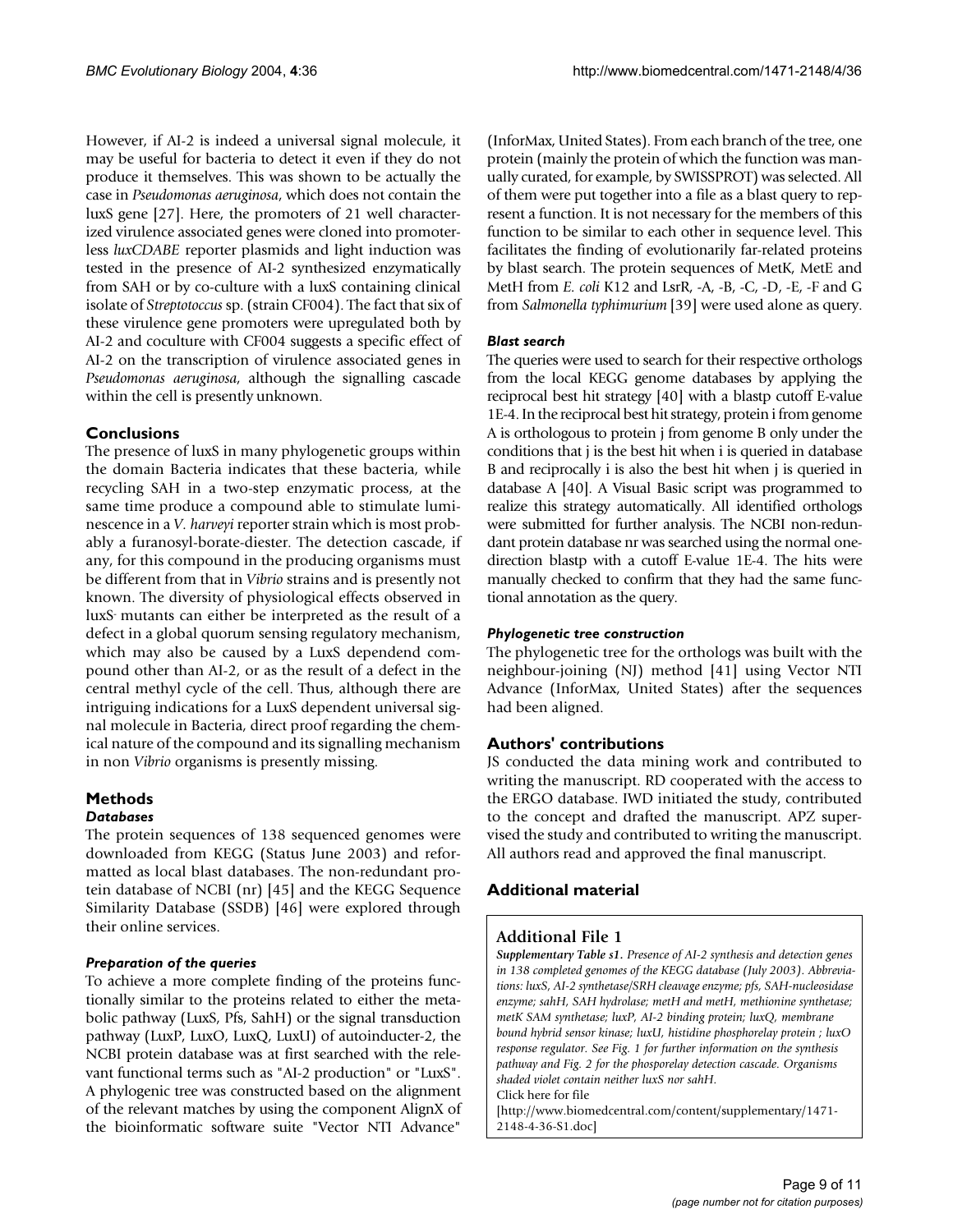However, if AI-2 is indeed a universal signal molecule, it may be useful for bacteria to detect it even if they do not produce it themselves. This was shown to be actually the case in *Pseudomonas aeruginosa*, which does not contain the luxS gene [27]. Here, the promoters of 21 well characterized virulence associated genes were cloned into promoterless *luxCDABE* reporter plasmids and light induction was tested in the presence of AI-2 synthesized enzymatically from SAH or by co-culture with a luxS containing clinical isolate of *Streptotoccus* sp. (strain CF004). The fact that six of these virulence gene promoters were upregulated both by AI-2 and coculture with CF004 suggests a specific effect of AI-2 on the transcription of virulence associated genes in *Pseudomonas aeruginosa*, although the signalling cascade within the cell is presently unknown.

## Conclusions

The presence of luxS in many phylogenetic groups within the domain Bacteria indicates that these bacteria, while recycling SAH in a two-step enzymatic process, at the same time produce a compound able to stimulate luminescence in a *V. harveyi* reporter strain which is most probably a furanosyl-borate-diester. The detection cascade, if any, for this compound in the producing organisms must be different from that in *Vibrio* strains and is presently not known. The diversity of physiological effects observed in luxS$^-$ mutants can either be interpreted as the result of a defect in a global quorum sensing regulatory mechanism, which may also be caused by a LuxS dependend compound other than AI-2, or as the result of a defect in the central methyl cycle of the cell. Thus, although there are intriguing indications for a LuxS dependent universal signal molecule in Bacteria, direct proof regarding the chemical nature of the compound and its signalling mechanism in non *Vibrio* organisms is presently missing.

## Methods

### Databases

The protein sequences of 138 sequenced genomes were downloaded from KEGG (Status June 2003) and reformatted as local blast databases. The non-redundant protein database of NCBI (nr) [45] and the KEGG Sequence Similarity Database (SSDB) [46] were explored through their online services.

### Preparation of the queries

To achieve a more complete finding of the proteins functionally similar to the proteins related to either the metabolic pathway (LuxS, Pfs, SahH) or the signal transduction pathway (LuxP, LuxO, LuxQ, LuxU) of autoinducter-2, the NCBI protein database was at first searched with the relevant functional terms such as "AI-2 production" or "LuxS". A phylogenic tree was constructed based on the alignment of the relevant matches by using the component AlignX of the bioinformatic software suite "Vector NTI Advance" (InforMax, United States). From each branch of the tree, one protein (mainly the protein of which the function was manually curated, for example, by SWISSPROT) was selected. All of them were put together into a file as a blast query to represent a function. It is not necessary for the members of this function to be similar to each other in sequence level. This facilitates the finding of evolutionarily far-related proteins by blast search. The protein sequences of MetK, MetE and MetH from *E. coli* K12 and LsrR, -A, -B, -C, -D, -E, -F and G from *Salmonella typhimurium* [39] were used alone as query.

### Blast search

The queries were used to search for their respective orthologs from the local KEGG genome databases by applying the reciprocal best hit strategy [40] with a blastp cutoff E-value 1E-4. In the reciprocal best hit strategy, protein i from genome A is orthologous to protein j from genome B only under the conditions that j is the best hit when i is queried in database B and reciprocally i is also the best hit when j is queried in database A [40]. A Visual Basic script was programmed to realize this strategy automatically. All identified orthologs were submitted for further analysis. The NCBI non-redundant protein database nr was searched using the normal one-direction blastp with a cutoff E-value 1E-4. The hits were manually checked to confirm that they had the same functional annotation as the query.

### Phylogenetic tree construction

The phylogenetic tree for the orthologs was built with the neighbour-joining (NJ) method [41] using Vector NTI Advance (InforMax, United States) after the sequences had been aligned.

## Authors' contributions

JS conducted the data mining work and contributed to writing the manuscript. RD cooperated with the access to the ERGO database. IWD initiated the study, contributed to the concept and drafted the manuscript. APZ supervised the study and contributed to writing the manuscript. All authors read and approved the final manuscript.

## Additional material

### Additional File 1

***Supplementary Table s1.*** *Presence of AI-2 synthesis and detection genes in 138 completed genomes of the KEGG database (July 2003). Abbreviations: luxS, AI-2 synthetase/SRH cleavage enzyme; pfs, SAH-nucleosidase enzyme; sahH, SAH hydrolase; metH and metH, methionine synthetase; metK SAM synthetase; luxP, AI-2 binding protein; luxQ, membrane bound hybrid sensor kinase; luxU, histidine phosphorelay protein ; luxO response regulator. See Fig. 1 for further information on the synthesis pathway and Fig. 2 for the phosporelay detection cascade. Organisms shaded violet contain neither luxS nor sahH.*

Click here for file

[http://www.biomedcentral.com/content/supplementary/1471-2148-4-36-S1.doc]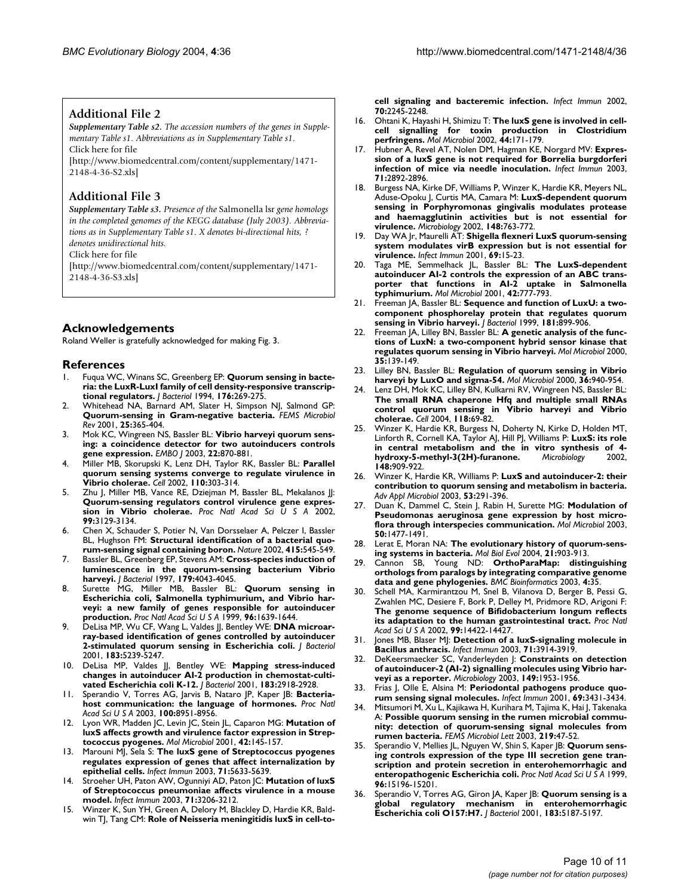## Additional File 2

***Supplementary Table s2.*** *The accession numbers of the genes in Supplementary Table s1. Abbreviations as in Supplementary Table s1.*
Click here for file
[http://www.biomedcentral.com/content/supplementary/1471-2148-4-36-S2.xls]

## Additional File 3

***Supplementary Table s3.*** *Presence of the* Salmonella lsr *gene homologs in the completed genomes of the KEGG database (July 2003). Abbreviations as in Supplementary Table s1. X denotes bi-directional hits, ? denotes unidirectional hits.*
Click here for file
[http://www.biomedcentral.com/content/supplementary/1471-2148-4-36-S3.xls]

## Acknowledgements

Roland Weller is gratefully acknowledged for making Fig. 3.

## References

1. Fuqua WC, Winans SC, Greenberg EP: **Quorum sensing in bacteria: the LuxR-LuxI family of cell density-responsive transcriptional regulators.** *J Bacteriol* 1994, **176:**269-275.
2. Whitehead NA, Barnard AM, Slater H, Simpson NJ, Salmond GP: **Quorum-sensing in Gram-negative bacteria.** *FEMS Microbiol Rev* 2001, **25:**365-404.
3. Mok KC, Wingreen NS, Bassler BL: **Vibrio harveyi quorum sensing: a coincidence detector for two autoinducers controls gene expression.** *EMBO J* 2003, **22:**870-881.
4. Miller MB, Skorupski K, Lenz DH, Taylor RK, Bassler BL: **Parallel quorum sensing systems converge to regulate virulence in Vibrio cholerae.** *Cell* 2002, **110:**303-314.
5. Zhu J, Miller MB, Vance RE, Dziejman M, Bassler BL, Mekalanos JJ: **Quorum-sensing regulators control virulence gene expression in Vibrio cholerae.** *Proc Natl Acad Sci U S A* 2002, **99:**3129-3134.
6. Chen X, Schauder S, Potier N, Van Dorsselaer A, Pelczer I, Bassler BL, Hughson FM: **Structural identification of a bacterial quorum-sensing signal containing boron.** *Nature* 2002, **415:**545-549.
7. Bassler BL, Greenberg EP, Stevens AM: **Cross-species induction of luminescence in the quorum-sensing bacterium Vibrio harveyi.** *J Bacteriol* 1997, **179:**4043-4045.
8. Surette MG, Miller MB, Bassler BL: **Quorum sensing in Escherichia coli, Salmonella typhimurium, and Vibrio harveyi: a new family of genes responsible for autoinducer production.** *Proc Natl Acad Sci U S A* 1999, **96:**1639-1644.
9. DeLisa MP, Wu CF, Wang L, Valdes JJ, Bentley WE: **DNA microarray-based identification of genes controlled by autoinducer 2-stimulated quorum sensing in Escherichia coli.** *J Bacteriol* 2001, **183:**5239-5247.
10. DeLisa MP, Valdes JJ, Bentley WE: **Mapping stress-induced changes in autoinducer AI-2 production in chemostat-cultivated Escherichia coli K-12.** *J Bacteriol* 2001, **183:**2918-2928.
11. Sperandio V, Torres AG, Jarvis B, Nataro JP, Kaper JB: **Bacteria-host communication: the language of hormones.** *Proc Natl Acad Sci U S A* 2003, **100:**8951-8956.
12. Lyon WR, Madden JC, Levin JC, Stein JL, Caparon MG: **Mutation of luxS affects growth and virulence factor expression in Streptococcus pyogenes.** *Mol Microbiol* 2001, **42:**145-157.
13. Marouni MJ, Sela S: **The luxS gene of Streptococcus pyogenes regulates expression of genes that affect internalization by epithelial cells.** *Infect Immun* 2003, **71:**5633-5639.
14. Stroeher UH, Paton AW, Ogunniyi AD, Paton JC: **Mutation of luxS of Streptococcus pneumoniae affects virulence in a mouse model.** *Infect Immun* 2003, **71:**3206-3212.
15. Winzer K, Sun YH, Green A, Delory M, Blackley D, Hardie KR, Baldwin TJ, Tang CM: **Role of Neisseria meningitidis luxS in cell-to-cell signaling and bacteremic infection.** *Infect Immun* 2002, **70:**2245-2248.
16. Ohtani K, Hayashi H, Shimizu T: **The luxS gene is involved in cell-cell signalling for toxin production in Clostridium perfringens.** *Mol Microbiol* 2002, **44:**171-179.
17. Hubner A, Revel AT, Nolen DM, Hagman KE, Norgard MV: **Expression of a luxS gene is not required for Borrelia burgdorferi infection of mice via needle inoculation.** *Infect Immun* 2003, **71:**2892-2896.
18. Burgess NA, Kirke DF, Williams P, Winzer K, Hardie KR, Meyers NL, Aduse-Opoku J, Curtis MA, Camara M: **LuxS-dependent quorum sensing in Porphyromonas gingivalis modulates protease and haemagglutinin activities but is not essential for virulence.** *Microbiology* 2002, **148:**763-772.
19. Day WA Jr, Maurelli AT: **Shigella flexneri LuxS quorum-sensing system modulates virB expression but is not essential for virulence.** *Infect Immun* 2001, **69:**15-23.
20. Taga ME, Semmelhack JL, Bassler BL: **The LuxS-dependent autoinducer AI-2 controls the expression of an ABC transporter that functions in AI-2 uptake in Salmonella typhimurium.** *Mol Microbiol* 2001, **42:**777-793.
21. Freeman JA, Bassler BL: **Sequence and function of LuxU: a two-component phosphorelay protein that regulates quorum sensing in Vibrio harveyi.** *J Bacteriol* 1999, **181:**899-906.
22. Freeman JA, Lilley BN, Bassler BL: **A genetic analysis of the functions of LuxN: a two-component hybrid sensor kinase that regulates quorum sensing in Vibrio harveyi.** *Mol Microbiol* 2000, **35:**139-149.
23. Lilley BN, Bassler BL: **Regulation of quorum sensing in Vibrio harveyi by LuxO and sigma-54.** *Mol Microbiol* 2000, **36:**940-954.
24. Lenz DH, Mok KC, Lilley BN, Kulkarni RV, Wingreen NS, Bassler BL: **The small RNA chaperone Hfq and multiple small RNAs control quorum sensing in Vibrio harveyi and Vibrio cholerae.** *Cell* 2004, **118:**69-82.
25. Winzer K, Hardie KR, Burgess N, Doherty N, Kirke D, Holden MT, Linforth R, Cornell KA, Taylor AJ, Hill PJ, Williams P: **LuxS: its role in central metabolism and the in vitro synthesis of 4-hydroxy-5-methyl-3(2H)-furanone.** *Microbiology* 2002, **148:**909-922.
26. Winzer K, Hardie KR, Williams P: **LuxS and autoinducer-2: their contribution to quorum sensing and metabolism in bacteria.** *Adv Appl Microbiol* 2003, **53:**291-396.
27. Duan K, Dammel C, Stein J, Rabin H, Surette MG: **Modulation of Pseudomonas aeruginosa gene expression by host microflora through interspecies communication.** *Mol Microbiol* 2003, **50:**1477-1491.
28. Lerat E, Moran NA: **The evolutionary history of quorum-sensing systems in bacteria.** *Mol Biol Evol* 2004, **21:**903-913.
29. Cannon SB, Young ND: **OrthoParaMap: distinguishing orthologs from paralogs by integrating comparative genome data and gene phylogenies.** *BMC Bioinformatics* 2003, **4:**35.
30. Schell MA, Karmirantzou M, Snel B, Vilanova D, Berger B, Pessi G, Zwahlen MC, Desiere F, Bork P, Delley M, Pridmore RD, Arigoni F: **The genome sequence of Bifidobacterium longum reflects its adaptation to the human gastrointestinal tract.** *Proc Natl Acad Sci U S A* 2002, **99:**14422-14427.
31. Jones MB, Blaser MJ: **Detection of a luxS-signaling molecule in Bacillus anthracis.** *Infect Immun* 2003, **71:**3914-3919.
32. DeKeersmaecker SC, Vanderleyden J: **Constraints on detection of autoinducer-2 (AI-2) signalling molecules using Vibrio harveyi as a reporter.** *Microbiology* 2003, **149:**1953-1956.
33. Frias J, Olle E, Alsina M: **Periodontal pathogens produce quorum sensing signal molecules.** *Infect Immun* 2001, **69:**3431-3434.
34. Mitsumori M, Xu L, Kajikawa H, Kurihara M, Tajima K, Hai J, Takenaka A: **Possible quorum sensing in the rumen microbial community: detection of quorum-sensing signal molecules from rumen bacteria.** *FEMS Microbiol Lett* 2003, **219:**47-52.
35. Sperandio V, Mellies JL, Nguyen W, Shin S, Kaper JB: **Quorum sensing controls expression of the type III secretion gene transcription and protein secretion in enterohemorrhagic and enteropathogenic Escherichia coli.** *Proc Natl Acad Sci U S A* 1999, **96:**15196-15201.
36. Sperandio V, Torres AG, Giron JA, Kaper JB: **Quorum sensing is a global regulatory mechanism in enterohemorrhagic Escherichia coli O157:H7.** *J Bacteriol* 2001, **183:**5187-5197.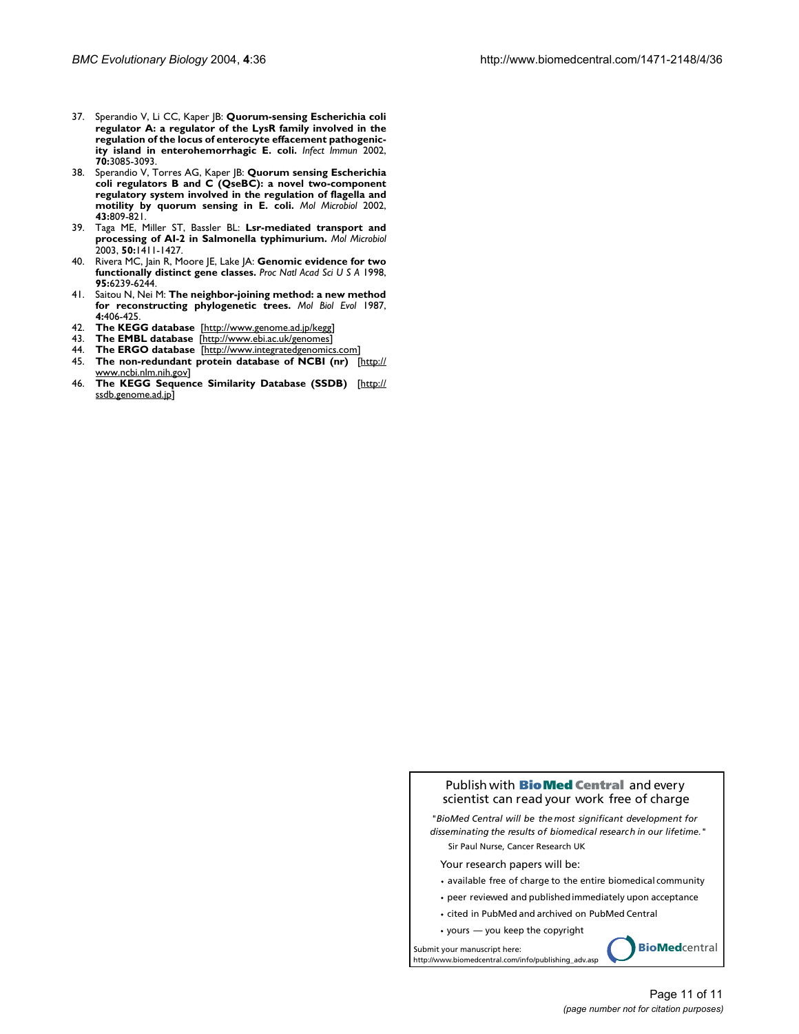37. Sperandio V, Li CC, Kaper JB: **Quorum-sensing Escherichia coli regulator A: a regulator of the LysR family involved in the regulation of the locus of enterocyte effacement pathogenicity island in enterohemorrhagic E. coli.** *Infect Immun* 2002, **70:**3085-3093.
38. Sperandio V, Torres AG, Kaper JB: **Quorum sensing Escherichia coli regulators B and C (QseBC): a novel two-component regulatory system involved in the regulation of flagella and motility by quorum sensing in E. coli.** *Mol Microbiol* 2002, **43:**809-821.
39. Taga ME, Miller ST, Bassler BL: **Lsr-mediated transport and processing of AI-2 in Salmonella typhimurium.** *Mol Microbiol* 2003, **50:**1411-1427.
40. Rivera MC, Jain R, Moore JE, Lake JA: **Genomic evidence for two functionally distinct gene classes.** *Proc Natl Acad Sci U S A* 1998, **95:**6239-6244.
41. Saitou N, Nei M: **The neighbor-joining method: a new method for reconstructing phylogenetic trees.** *Mol Biol Evol* 1987, **4:**406-425.
42. **The KEGG database** [http://www.genome.ad.jp/kegg]
43. **The EMBL database** [http://www.ebi.ac.uk/genomes]
44. **The ERGO database** [http://www.integratedgenomics.com]
45. **The non-redundant protein database of NCBI (nr)** [http://www.ncbi.nlm.nih.gov]
46. **The KEGG Sequence Similarity Database (SSDB)** [http://ssdb.genome.ad.jp]

Publish with **BioMed Central** and every scientist can read your work free of charge

*"BioMed Central will be the most significant development for disseminating the results of biomedical research in our lifetime."*

Sir Paul Nurse, Cancer Research UK

Your research papers will be:

- available free of charge to the entire biomedical community
- peer reviewed and published immediately upon acceptance
- cited in PubMed and archived on PubMed Central
- yours — you keep the copyright

Submit your manuscript here:
http://www.biomedcentral.com/info/publishing_adv.asp

BioMedcentral